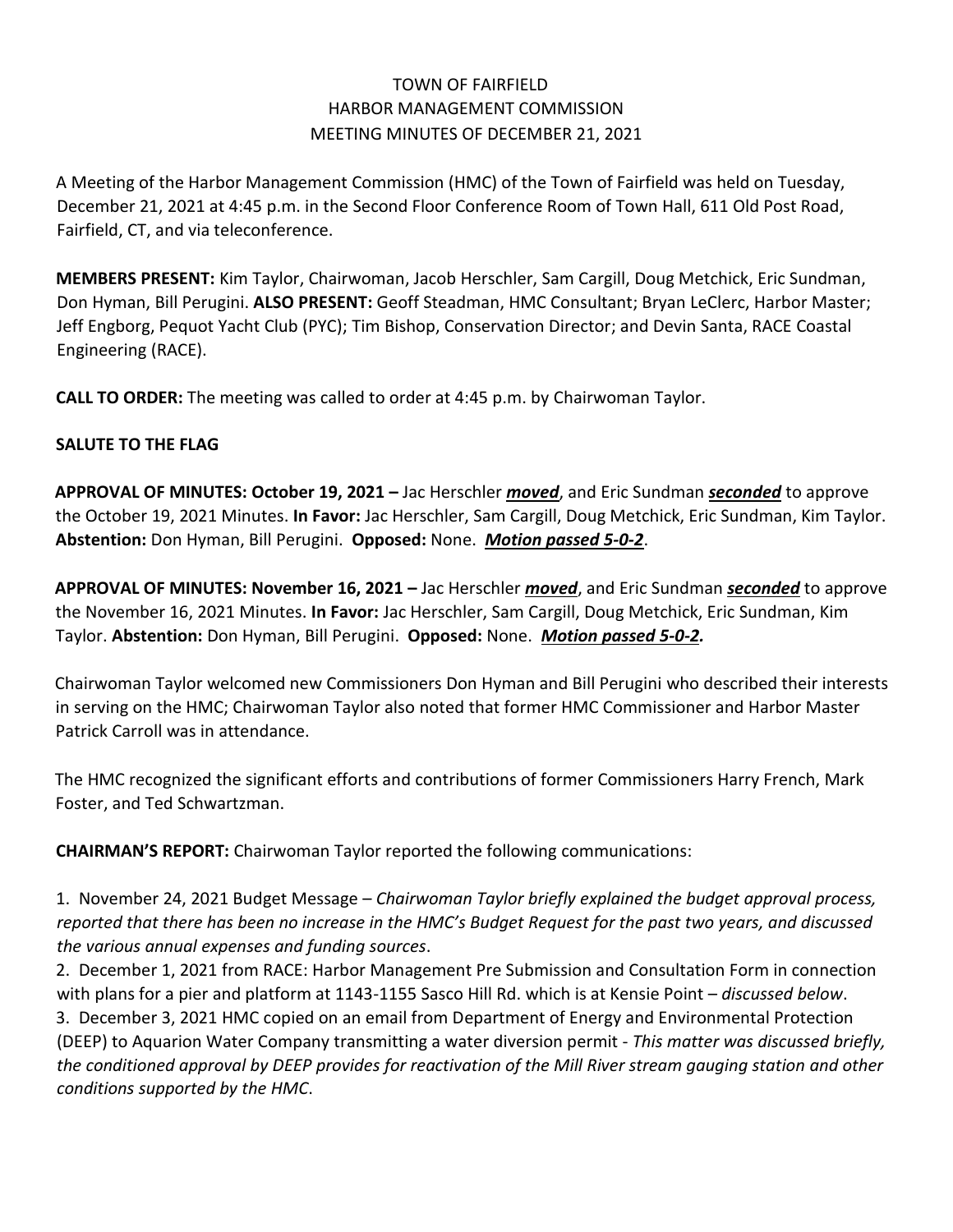# TOWN OF FAIRFIELD
# HARBOR MANAGEMENT COMMISSION
## MEETING MINUTES OF DECEMBER 21, 2021

A Meeting of the Harbor Management Commission (HMC) of the Town of Fairfield was held on Tuesday, December 21, 2021 at 4:45 p.m. in the Second Floor Conference Room of Town Hall, 611 Old Post Road, Fairfield, CT, and via teleconference.

**MEMBERS PRESENT:** Kim Taylor, Chairwoman, Jacob Herschler, Sam Cargill, Doug Metchick, Eric Sundman, Don Hyman, Bill Perugini. **ALSO PRESENT:** Geoff Steadman, HMC Consultant; Bryan LeClerc, Harbor Master; Jeff Engborg, Pequot Yacht Club (PYC); Tim Bishop, Conservation Director; and Devin Santa, RACE Coastal Engineering (RACE).

**CALL TO ORDER:** The meeting was called to order at 4:45 p.m. by Chairwoman Taylor.

**SALUTE TO THE FLAG**

**APPROVAL OF MINUTES: October 19, 2021 –** Jac Herschler ***moved***, and Eric Sundman ***seconded*** to approve the October 19, 2021 Minutes. **In Favor:** Jac Herschler, Sam Cargill, Doug Metchick, Eric Sundman, Kim Taylor. **Abstention:** Don Hyman, Bill Perugini. **Opposed:** None. ***Motion passed 5-0-2***.

**APPROVAL OF MINUTES: November 16, 2021 –** Jac Herschler ***moved***, and Eric Sundman ***seconded*** to approve the November 16, 2021 Minutes. **In Favor:** Jac Herschler, Sam Cargill, Doug Metchick, Eric Sundman, Kim Taylor. **Abstention:** Don Hyman, Bill Perugini. **Opposed:** None. ***Motion passed 5-0-2.***

Chairwoman Taylor welcomed new Commissioners Don Hyman and Bill Perugini who described their interests in serving on the HMC; Chairwoman Taylor also noted that former HMC Commissioner and Harbor Master Patrick Carroll was in attendance.

The HMC recognized the significant efforts and contributions of former Commissioners Harry French, Mark Foster, and Ted Schwartzman.

**CHAIRMAN'S REPORT:** Chairwoman Taylor reported the following communications:

1. November 24, 2021 Budget Message – *Chairwoman Taylor briefly explained the budget approval process, reported that there has been no increase in the HMC's Budget Request for the past two years, and discussed the various annual expenses and funding sources*.
2. December 1, 2021 from RACE: Harbor Management Pre Submission and Consultation Form in connection with plans for a pier and platform at 1143-1155 Sasco Hill Rd. which is at Kensie Point – *discussed below*.
3. December 3, 2021 HMC copied on an email from Department of Energy and Environmental Protection (DEEP) to Aquarion Water Company transmitting a water diversion permit - *This matter was discussed briefly, the conditioned approval by DEEP provides for reactivation of the Mill River stream gauging station and other conditions supported by the HMC*.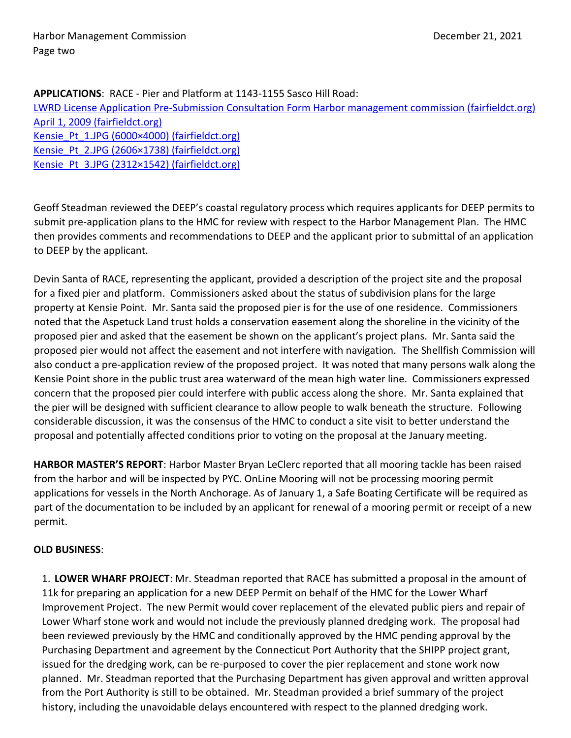**APPLICATIONS**: RACE - Pier and Platform at 1143-1155 Sasco Hill Road:
LWRD License Application Pre-Submission Consultation Form Harbor management commission (fairfieldct.org)
April 1, 2009 (fairfieldct.org)
Kensie_Pt_1.JPG (6000×4000) (fairfieldct.org)
Kensie_Pt_2.JPG (2606×1738) (fairfieldct.org)
Kensie_Pt_3.JPG (2312×1542) (fairfieldct.org)

Geoff Steadman reviewed the DEEP's coastal regulatory process which requires applicants for DEEP permits to submit pre-application plans to the HMC for review with respect to the Harbor Management Plan. The HMC then provides comments and recommendations to DEEP and the applicant prior to submittal of an application to DEEP by the applicant.

Devin Santa of RACE, representing the applicant, provided a description of the project site and the proposal for a fixed pier and platform. Commissioners asked about the status of subdivision plans for the large property at Kensie Point. Mr. Santa said the proposed pier is for the use of one residence. Commissioners noted that the Aspetuck Land trust holds a conservation easement along the shoreline in the vicinity of the proposed pier and asked that the easement be shown on the applicant's project plans. Mr. Santa said the proposed pier would not affect the easement and not interfere with navigation. The Shellfish Commission will also conduct a pre-application review of the proposed project. It was noted that many persons walk along the Kensie Point shore in the public trust area waterward of the mean high water line. Commissioners expressed concern that the proposed pier could interfere with public access along the shore. Mr. Santa explained that the pier will be designed with sufficient clearance to allow people to walk beneath the structure. Following considerable discussion, it was the consensus of the HMC to conduct a site visit to better understand the proposal and potentially affected conditions prior to voting on the proposal at the January meeting.

**HARBOR MASTER'S REPORT**: Harbor Master Bryan LeClerc reported that all mooring tackle has been raised from the harbor and will be inspected by PYC. OnLine Mooring will not be processing mooring permit applications for vessels in the North Anchorage. As of January 1, a Safe Boating Certificate will be required as part of the documentation to be included by an applicant for renewal of a mooring permit or receipt of a new permit.

**OLD BUSINESS**:

1. **LOWER WHARF PROJECT**: Mr. Steadman reported that RACE has submitted a proposal in the amount of 11k for preparing an application for a new DEEP Permit on behalf of the HMC for the Lower Wharf Improvement Project. The new Permit would cover replacement of the elevated public piers and repair of Lower Wharf stone work and would not include the previously planned dredging work. The proposal had been reviewed previously by the HMC and conditionally approved by the HMC pending approval by the Purchasing Department and agreement by the Connecticut Port Authority that the SHIPP project grant, issued for the dredging work, can be re-purposed to cover the pier replacement and stone work now planned. Mr. Steadman reported that the Purchasing Department has given approval and written approval from the Port Authority is still to be obtained. Mr. Steadman provided a brief summary of the project history, including the unavoidable delays encountered with respect to the planned dredging work.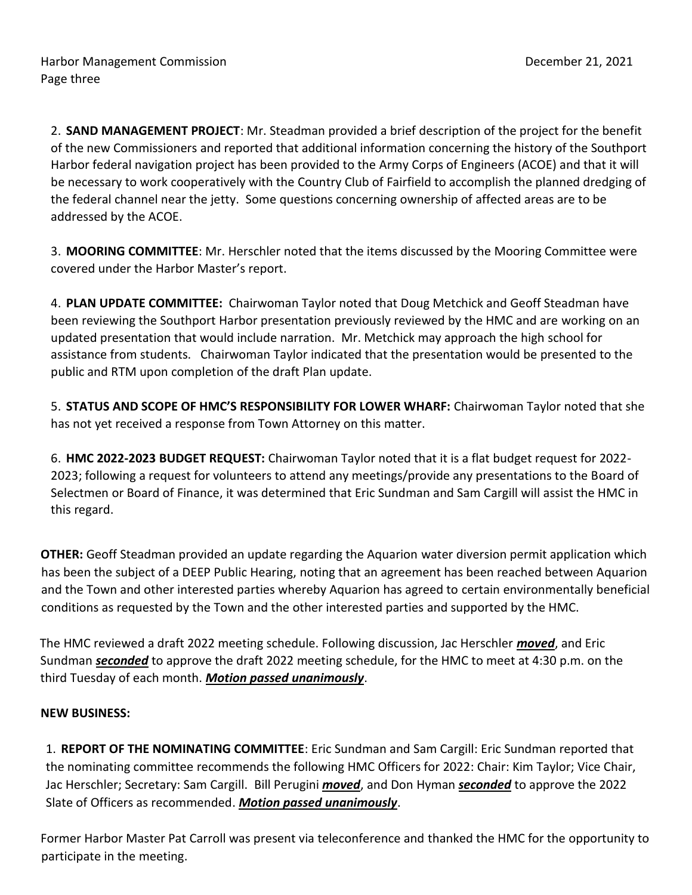2. **SAND MANAGEMENT PROJECT**: Mr. Steadman provided a brief description of the project for the benefit of the new Commissioners and reported that additional information concerning the history of the Southport Harbor federal navigation project has been provided to the Army Corps of Engineers (ACOE) and that it will be necessary to work cooperatively with the Country Club of Fairfield to accomplish the planned dredging of the federal channel near the jetty. Some questions concerning ownership of affected areas are to be addressed by the ACOE.

3. **MOORING COMMITTEE**: Mr. Herschler noted that the items discussed by the Mooring Committee were covered under the Harbor Master's report.

4. **PLAN UPDATE COMMITTEE:** Chairwoman Taylor noted that Doug Metchick and Geoff Steadman have been reviewing the Southport Harbor presentation previously reviewed by the HMC and are working on an updated presentation that would include narration. Mr. Metchick may approach the high school for assistance from students. Chairwoman Taylor indicated that the presentation would be presented to the public and RTM upon completion of the draft Plan update.

5. **STATUS AND SCOPE OF HMC'S RESPONSIBILITY FOR LOWER WHARF:** Chairwoman Taylor noted that she has not yet received a response from Town Attorney on this matter.

6. **HMC 2022-2023 BUDGET REQUEST:** Chairwoman Taylor noted that it is a flat budget request for 2022-2023; following a request for volunteers to attend any meetings/provide any presentations to the Board of Selectmen or Board of Finance, it was determined that Eric Sundman and Sam Cargill will assist the HMC in this regard.

**OTHER:** Geoff Steadman provided an update regarding the Aquarion water diversion permit application which has been the subject of a DEEP Public Hearing, noting that an agreement has been reached between Aquarion and the Town and other interested parties whereby Aquarion has agreed to certain environmentally beneficial conditions as requested by the Town and the other interested parties and supported by the HMC.

The HMC reviewed a draft 2022 meeting schedule. Following discussion, Jac Herschler ***moved***, and Eric Sundman ***seconded*** to approve the draft 2022 meeting schedule, for the HMC to meet at 4:30 p.m. on the third Tuesday of each month. ***Motion passed unanimously***.

**NEW BUSINESS:**

1. **REPORT OF THE NOMINATING COMMITTEE**: Eric Sundman and Sam Cargill: Eric Sundman reported that the nominating committee recommends the following HMC Officers for 2022: Chair: Kim Taylor; Vice Chair, Jac Herschler; Secretary: Sam Cargill. Bill Perugini ***moved***, and Don Hyman ***seconded*** to approve the 2022 Slate of Officers as recommended. ***Motion passed unanimously***.

Former Harbor Master Pat Carroll was present via teleconference and thanked the HMC for the opportunity to participate in the meeting.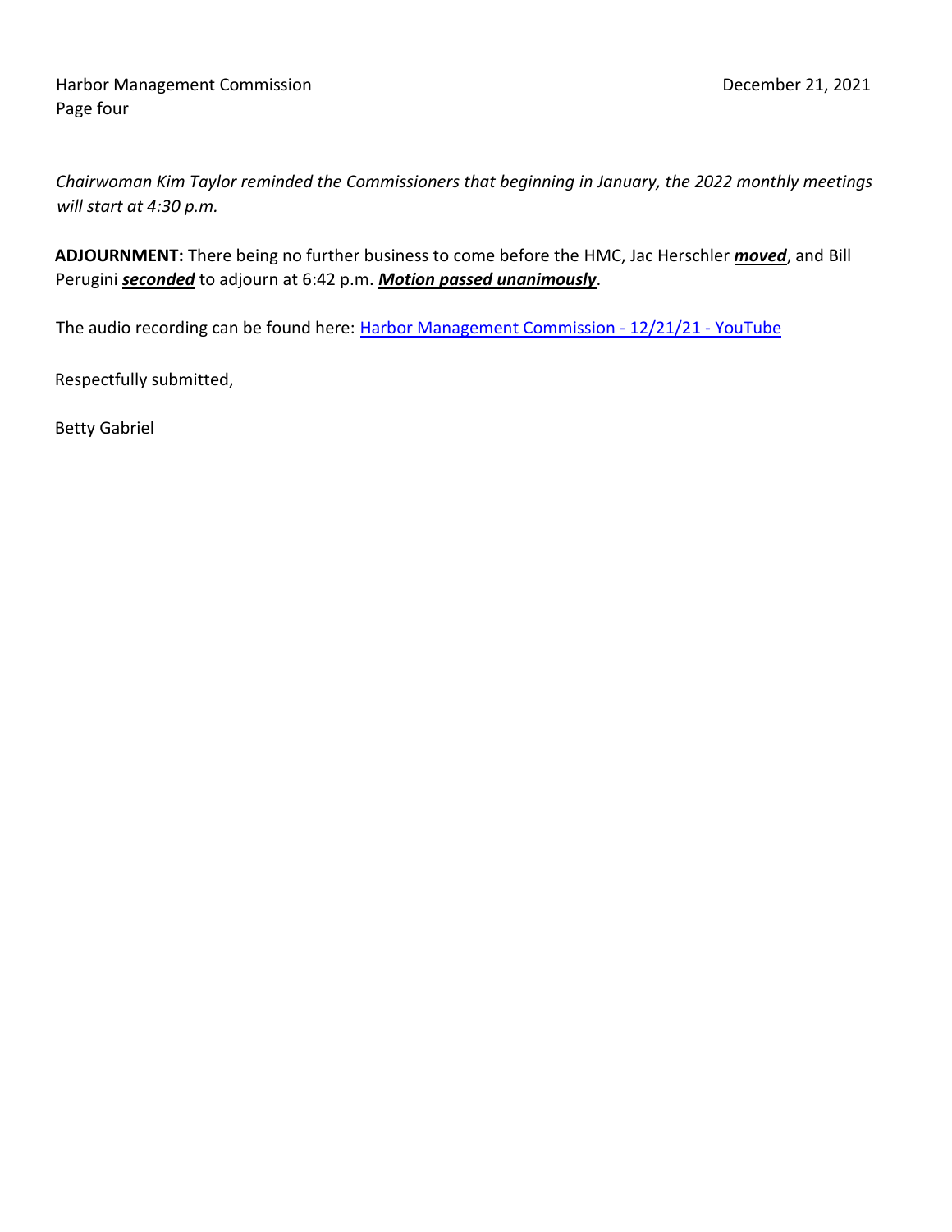*Chairwoman Kim Taylor reminded the Commissioners that beginning in January, the 2022 monthly meetings will start at 4:30 p.m.*

**ADJOURNMENT:** There being no further business to come before the HMC, Jac Herschler ***moved***, and Bill Perugini ***seconded*** to adjourn at 6:42 p.m. ***Motion passed unanimously***.

The audio recording can be found here: [Harbor Management Commission - 12/21/21 - YouTube]

Respectfully submitted,

Betty Gabriel